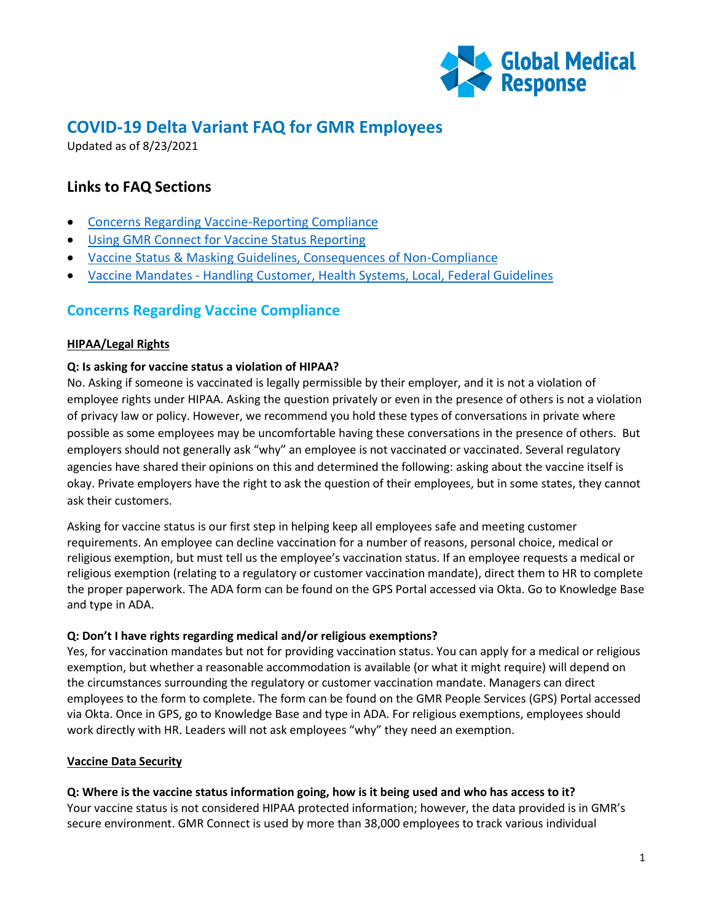# COVID-19 Delta Variant FAQ for GMR Employees

Updated as of 8/23/2021

## Links to FAQ Sections

- Concerns Regarding Vaccine-Reporting Compliance
- Using GMR Connect for Vaccine Status Reporting
- Vaccine Status & Masking Guidelines, Consequences of Non-Compliance
- Vaccine Mandates - Handling Customer, Health Systems, Local, Federal Guidelines

## Concerns Regarding Vaccine Compliance

**HIPAA/Legal Rights**

**Q: Is asking for vaccine status a violation of HIPAA?**

No. Asking if someone is vaccinated is legally permissible by their employer, and it is not a violation of employee rights under HIPAA. Asking the question privately or even in the presence of others is not a violation of privacy law or policy. However, we recommend you hold these types of conversations in private where possible as some employees may be uncomfortable having these conversations in the presence of others. But employers should not generally ask "why" an employee is not vaccinated or vaccinated. Several regulatory agencies have shared their opinions on this and determined the following: asking about the vaccine itself is okay. Private employers have the right to ask the question of their employees, but in some states, they cannot ask their customers.

Asking for vaccine status is our first step in helping keep all employees safe and meeting customer requirements. An employee can decline vaccination for a number of reasons, personal choice, medical or religious exemption, but must tell us the employee's vaccination status. If an employee requests a medical or religious exemption (relating to a regulatory or customer vaccination mandate), direct them to HR to complete the proper paperwork. The ADA form can be found on the GPS Portal accessed via Okta. Go to Knowledge Base and type in ADA.

**Q: Don't I have rights regarding medical and/or religious exemptions?**

Yes, for vaccination mandates but not for providing vaccination status. You can apply for a medical or religious exemption, but whether a reasonable accommodation is available (or what it might require) will depend on the circumstances surrounding the regulatory or customer vaccination mandate. Managers can direct employees to the form to complete. The form can be found on the GMR People Services (GPS) Portal accessed via Okta. Once in GPS, go to Knowledge Base and type in ADA. For religious exemptions, employees should work directly with HR. Leaders will not ask employees "why" they need an exemption.

**Vaccine Data Security**

**Q: Where is the vaccine status information going, how is it being used and who has access to it?**

Your vaccine status is not considered HIPAA protected information; however, the data provided is in GMR's secure environment. GMR Connect is used by more than 38,000 employees to track various individual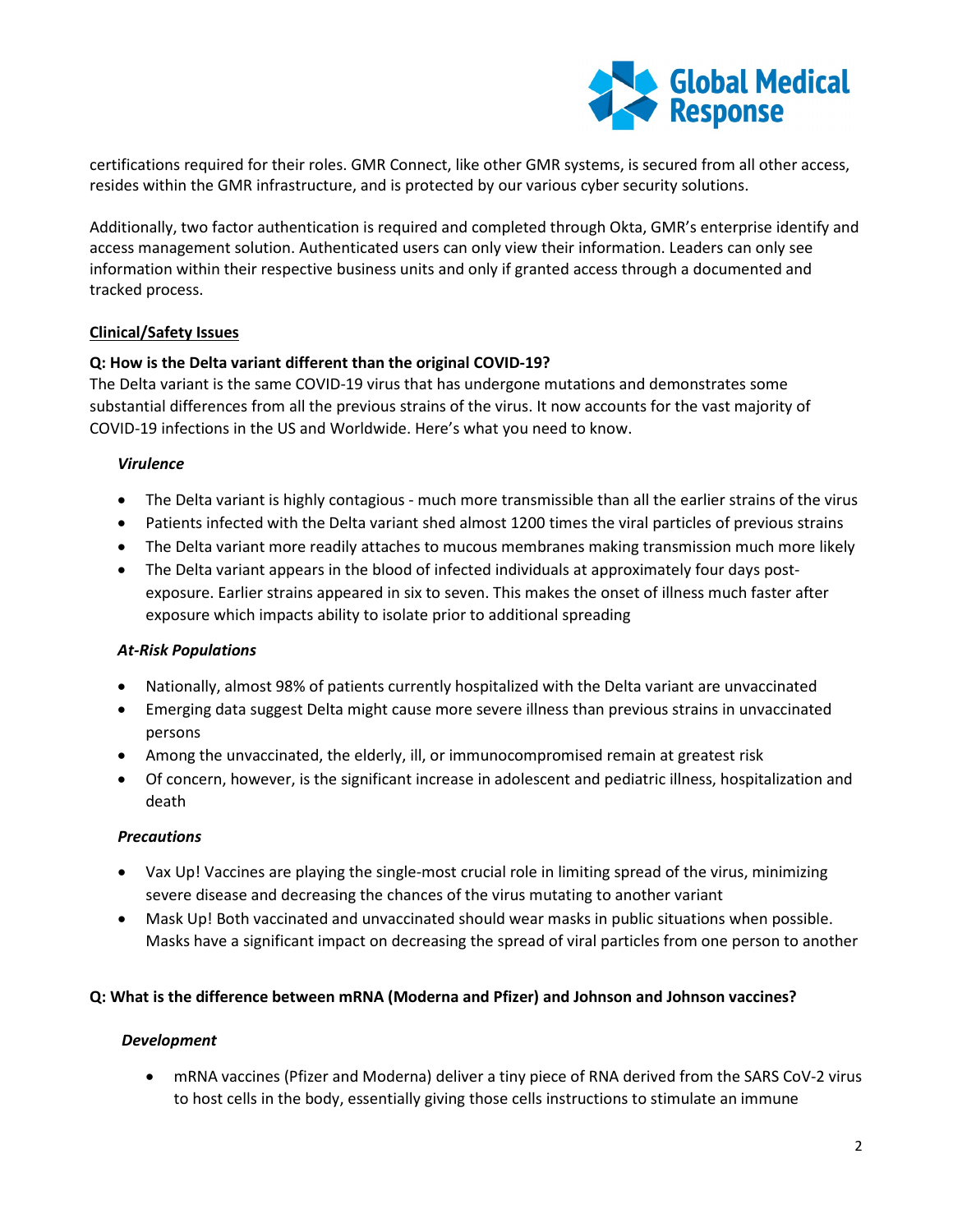certifications required for their roles. GMR Connect, like other GMR systems, is secured from all other access, resides within the GMR infrastructure, and is protected by our various cyber security solutions.

Additionally, two factor authentication is required and completed through Okta, GMR's enterprise identify and access management solution. Authenticated users can only view their information. Leaders can only see information within their respective business units and only if granted access through a documented and tracked process.

**Clinical/Safety Issues**

**Q: How is the Delta variant different than the original COVID-19?**

The Delta variant is the same COVID-19 virus that has undergone mutations and demonstrates some substantial differences from all the previous strains of the virus. It now accounts for the vast majority of COVID-19 infections in the US and Worldwide. Here's what you need to know.

***Virulence***

- The Delta variant is highly contagious - much more transmissible than all the earlier strains of the virus
- Patients infected with the Delta variant shed almost 1200 times the viral particles of previous strains
- The Delta variant more readily attaches to mucous membranes making transmission much more likely
- The Delta variant appears in the blood of infected individuals at approximately four days post-exposure. Earlier strains appeared in six to seven. This makes the onset of illness much faster after exposure which impacts ability to isolate prior to additional spreading

***At-Risk Populations***

- Nationally, almost 98% of patients currently hospitalized with the Delta variant are unvaccinated
- Emerging data suggest Delta might cause more severe illness than previous strains in unvaccinated persons
- Among the unvaccinated, the elderly, ill, or immunocompromised remain at greatest risk
- Of concern, however, is the significant increase in adolescent and pediatric illness, hospitalization and death

***Precautions***

- Vax Up! Vaccines are playing the single-most crucial role in limiting spread of the virus, minimizing severe disease and decreasing the chances of the virus mutating to another variant
- Mask Up! Both vaccinated and unvaccinated should wear masks in public situations when possible. Masks have a significant impact on decreasing the spread of viral particles from one person to another

**Q: What is the difference between mRNA (Moderna and Pfizer) and Johnson and Johnson vaccines?**

***Development***

- mRNA vaccines (Pfizer and Moderna) deliver a tiny piece of RNA derived from the SARS CoV-2 virus to host cells in the body, essentially giving those cells instructions to stimulate an immune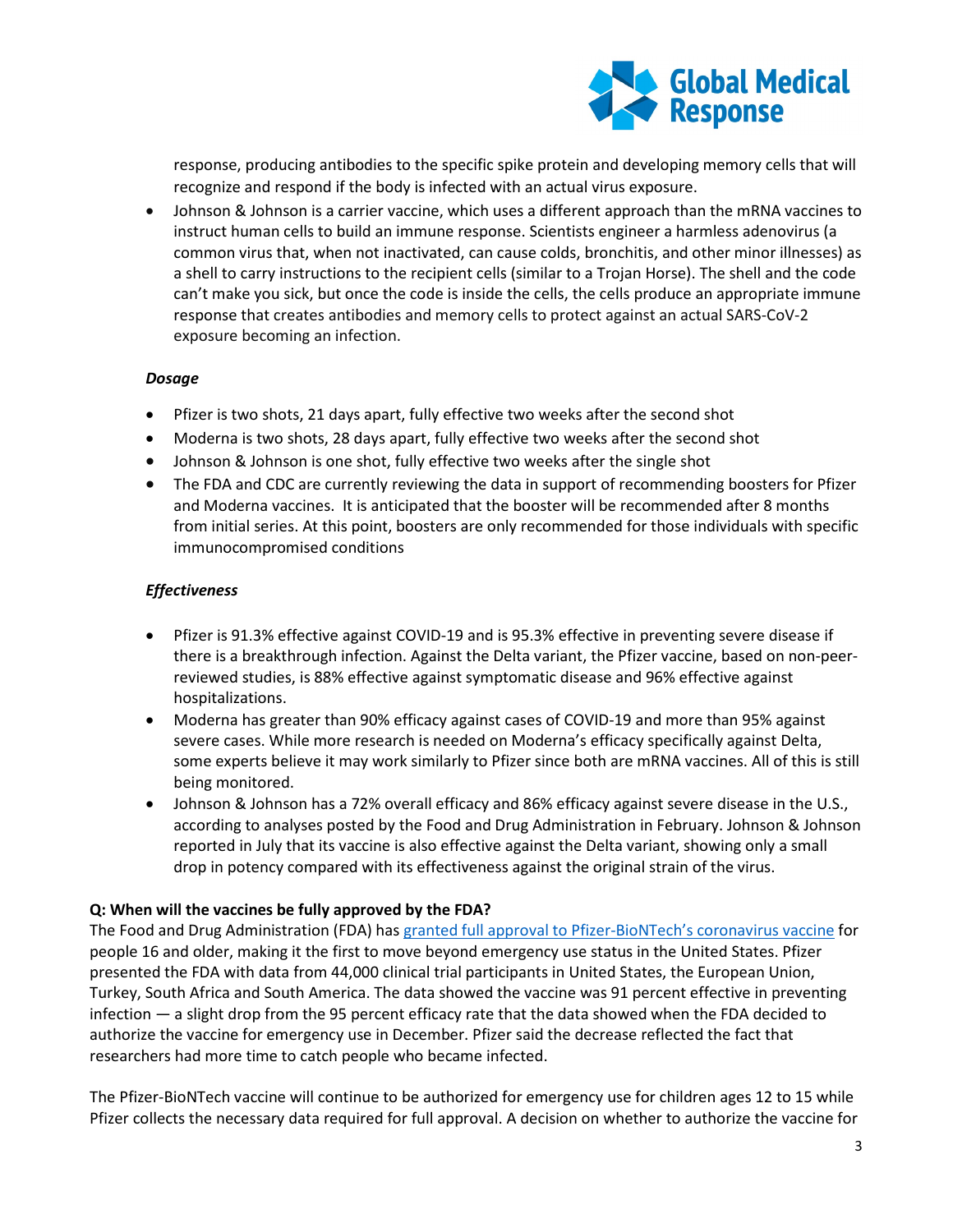response, producing antibodies to the specific spike protein and developing memory cells that will recognize and respond if the body is infected with an actual virus exposure.

- Johnson & Johnson is a carrier vaccine, which uses a different approach than the mRNA vaccines to instruct human cells to build an immune response. Scientists engineer a harmless adenovirus (a common virus that, when not inactivated, can cause colds, bronchitis, and other minor illnesses) as a shell to carry instructions to the recipient cells (similar to a Trojan Horse). The shell and the code can't make you sick, but once the code is inside the cells, the cells produce an appropriate immune response that creates antibodies and memory cells to protect against an actual SARS-CoV-2 exposure becoming an infection.

***Dosage***

- Pfizer is two shots, 21 days apart, fully effective two weeks after the second shot
- Moderna is two shots, 28 days apart, fully effective two weeks after the second shot
- Johnson & Johnson is one shot, fully effective two weeks after the single shot
- The FDA and CDC are currently reviewing the data in support of recommending boosters for Pfizer and Moderna vaccines. It is anticipated that the booster will be recommended after 8 months from initial series. At this point, boosters are only recommended for those individuals with specific immunocompromised conditions

***Effectiveness***

- Pfizer is 91.3% effective against COVID-19 and is 95.3% effective in preventing severe disease if there is a breakthrough infection. Against the Delta variant, the Pfizer vaccine, based on non-peer-reviewed studies, is 88% effective against symptomatic disease and 96% effective against hospitalizations.
- Moderna has greater than 90% efficacy against cases of COVID-19 and more than 95% against severe cases. While more research is needed on Moderna's efficacy specifically against Delta, some experts believe it may work similarly to Pfizer since both are mRNA vaccines. All of this is still being monitored.
- Johnson & Johnson has a 72% overall efficacy and 86% efficacy against severe disease in the U.S., according to analyses posted by the Food and Drug Administration in February. Johnson & Johnson reported in July that its vaccine is also effective against the Delta variant, showing only a small drop in potency compared with its effectiveness against the original strain of the virus.

**Q: When will the vaccines be fully approved by the FDA?**

The Food and Drug Administration (FDA) has granted full approval to Pfizer-BioNTech's coronavirus vaccine for people 16 and older, making it the first to move beyond emergency use status in the United States. Pfizer presented the FDA with data from 44,000 clinical trial participants in United States, the European Union, Turkey, South Africa and South America. The data showed the vaccine was 91 percent effective in preventing infection — a slight drop from the 95 percent efficacy rate that the data showed when the FDA decided to authorize the vaccine for emergency use in December. Pfizer said the decrease reflected the fact that researchers had more time to catch people who became infected.

The Pfizer-BioNTech vaccine will continue to be authorized for emergency use for children ages 12 to 15 while Pfizer collects the necessary data required for full approval. A decision on whether to authorize the vaccine for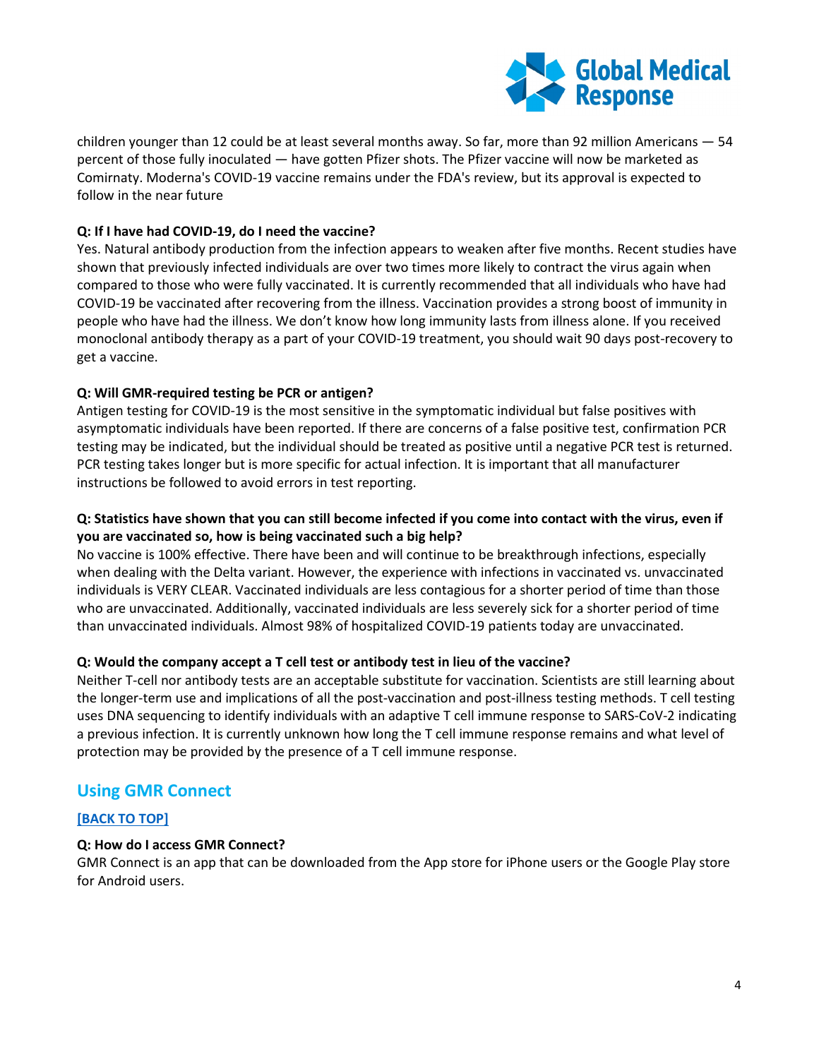children younger than 12 could be at least several months away. So far, more than 92 million Americans — 54 percent of those fully inoculated — have gotten Pfizer shots. The Pfizer vaccine will now be marketed as Comirnaty. Moderna's COVID-19 vaccine remains under the FDA's review, but its approval is expected to follow in the near future

**Q: If I have had COVID-19, do I need the vaccine?**
Yes. Natural antibody production from the infection appears to weaken after five months. Recent studies have shown that previously infected individuals are over two times more likely to contract the virus again when compared to those who were fully vaccinated. It is currently recommended that all individuals who have had COVID-19 be vaccinated after recovering from the illness. Vaccination provides a strong boost of immunity in people who have had the illness. We don't know how long immunity lasts from illness alone. If you received monoclonal antibody therapy as a part of your COVID-19 treatment, you should wait 90 days post-recovery to get a vaccine.

**Q: Will GMR-required testing be PCR or antigen?**
Antigen testing for COVID-19 is the most sensitive in the symptomatic individual but false positives with asymptomatic individuals have been reported. If there are concerns of a false positive test, confirmation PCR testing may be indicated, but the individual should be treated as positive until a negative PCR test is returned. PCR testing takes longer but is more specific for actual infection. It is important that all manufacturer instructions be followed to avoid errors in test reporting.

**Q: Statistics have shown that you can still become infected if you come into contact with the virus, even if you are vaccinated so, how is being vaccinated such a big help?**
No vaccine is 100% effective. There have been and will continue to be breakthrough infections, especially when dealing with the Delta variant. However, the experience with infections in vaccinated vs. unvaccinated individuals is VERY CLEAR. Vaccinated individuals are less contagious for a shorter period of time than those who are unvaccinated. Additionally, vaccinated individuals are less severely sick for a shorter period of time than unvaccinated individuals. Almost 98% of hospitalized COVID-19 patients today are unvaccinated.

**Q: Would the company accept a T cell test or antibody test in lieu of the vaccine?**
Neither T-cell nor antibody tests are an acceptable substitute for vaccination. Scientists are still learning about the longer-term use and implications of all the post-vaccination and post-illness testing methods. T cell testing uses DNA sequencing to identify individuals with an adaptive T cell immune response to SARS-CoV-2 indicating a previous infection. It is currently unknown how long the T cell immune response remains and what level of protection may be provided by the presence of a T cell immune response.

## Using GMR Connect

**[BACK TO TOP]**

**Q: How do I access GMR Connect?**
GMR Connect is an app that can be downloaded from the App store for iPhone users or the Google Play store for Android users.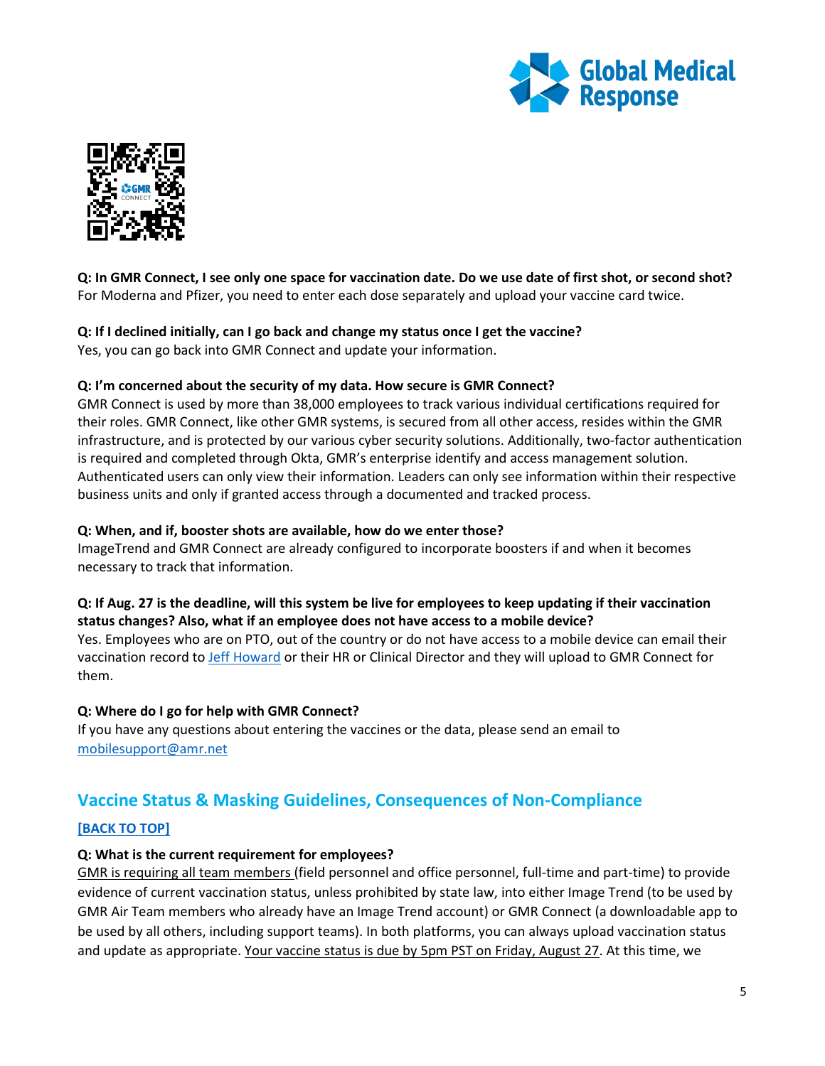**Q: In GMR Connect, I see only one space for vaccination date. Do we use date of first shot, or second shot?**
For Moderna and Pfizer, you need to enter each dose separately and upload your vaccine card twice.

**Q: If I declined initially, can I go back and change my status once I get the vaccine?**
Yes, you can go back into GMR Connect and update your information.

**Q: I'm concerned about the security of my data. How secure is GMR Connect?**
GMR Connect is used by more than 38,000 employees to track various individual certifications required for their roles. GMR Connect, like other GMR systems, is secured from all other access, resides within the GMR infrastructure, and is protected by our various cyber security solutions. Additionally, two-factor authentication is required and completed through Okta, GMR's enterprise identify and access management solution. Authenticated users can only view their information. Leaders can only see information within their respective business units and only if granted access through a documented and tracked process.

**Q: When, and if, booster shots are available, how do we enter those?**
ImageTrend and GMR Connect are already configured to incorporate boosters if and when it becomes necessary to track that information.

**Q: If Aug. 27 is the deadline, will this system be live for employees to keep updating if their vaccination status changes? Also, what if an employee does not have access to a mobile device?**
Yes. Employees who are on PTO, out of the country or do not have access to a mobile device can email their vaccination record to Jeff Howard or their HR or Clinical Director and they will upload to GMR Connect for them.

**Q: Where do I go for help with GMR Connect?**
If you have any questions about entering the vaccines or the data, please send an email to mobilesupport@amr.net

## Vaccine Status & Masking Guidelines, Consequences of Non-Compliance

**[BACK TO TOP]**

**Q: What is the current requirement for employees?**
GMR is requiring all team members (field personnel and office personnel, full-time and part-time) to provide evidence of current vaccination status, unless prohibited by state law, into either Image Trend (to be used by GMR Air Team members who already have an Image Trend account) or GMR Connect (a downloadable app to be used by all others, including support teams). In both platforms, you can always upload vaccination status and update as appropriate. Your vaccine status is due by 5pm PST on Friday, August 27. At this time, we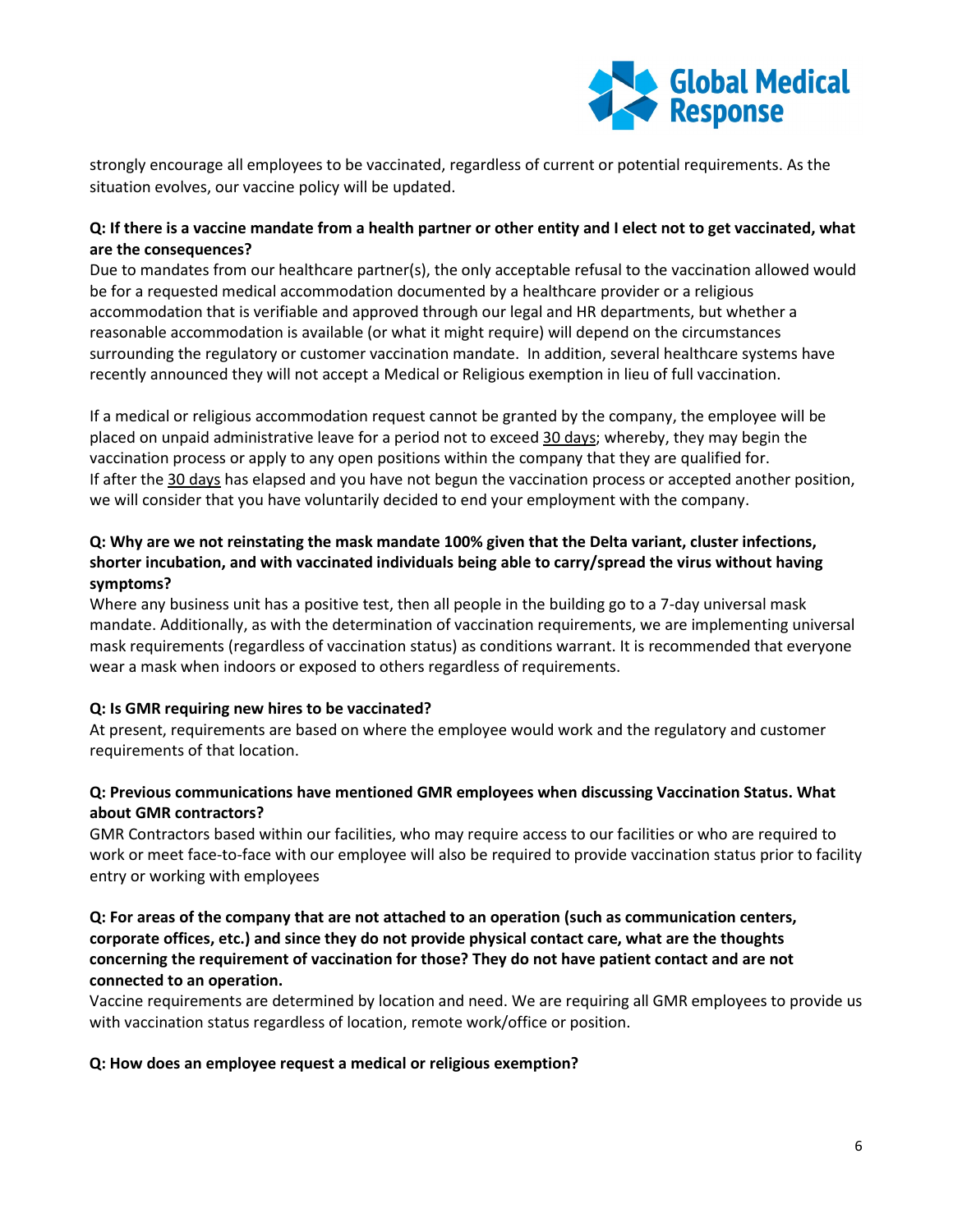strongly encourage all employees to be vaccinated, regardless of current or potential requirements. As the situation evolves, our vaccine policy will be updated.

**Q: If there is a vaccine mandate from a health partner or other entity and I elect not to get vaccinated, what are the consequences?**

Due to mandates from our healthcare partner(s), the only acceptable refusal to the vaccination allowed would be for a requested medical accommodation documented by a healthcare provider or a religious accommodation that is verifiable and approved through our legal and HR departments, but whether a reasonable accommodation is available (or what it might require) will depend on the circumstances surrounding the regulatory or customer vaccination mandate. In addition, several healthcare systems have recently announced they will not accept a Medical or Religious exemption in lieu of full vaccination.

If a medical or religious accommodation request cannot be granted by the company, the employee will be placed on unpaid administrative leave for a period not to exceed 30 days; whereby, they may begin the vaccination process or apply to any open positions within the company that they are qualified for. If after the 30 days has elapsed and you have not begun the vaccination process or accepted another position, we will consider that you have voluntarily decided to end your employment with the company.

**Q: Why are we not reinstating the mask mandate 100% given that the Delta variant, cluster infections, shorter incubation, and with vaccinated individuals being able to carry/spread the virus without having symptoms?**

Where any business unit has a positive test, then all people in the building go to a 7-day universal mask mandate. Additionally, as with the determination of vaccination requirements, we are implementing universal mask requirements (regardless of vaccination status) as conditions warrant. It is recommended that everyone wear a mask when indoors or exposed to others regardless of requirements.

**Q: Is GMR requiring new hires to be vaccinated?**

At present, requirements are based on where the employee would work and the regulatory and customer requirements of that location.

**Q: Previous communications have mentioned GMR employees when discussing Vaccination Status. What about GMR contractors?**

GMR Contractors based within our facilities, who may require access to our facilities or who are required to work or meet face-to-face with our employee will also be required to provide vaccination status prior to facility entry or working with employees

**Q: For areas of the company that are not attached to an operation (such as communication centers, corporate offices, etc.) and since they do not provide physical contact care, what are the thoughts concerning the requirement of vaccination for those? They do not have patient contact and are not connected to an operation.**

Vaccine requirements are determined by location and need. We are requiring all GMR employees to provide us with vaccination status regardless of location, remote work/office or position.

**Q: How does an employee request a medical or religious exemption?**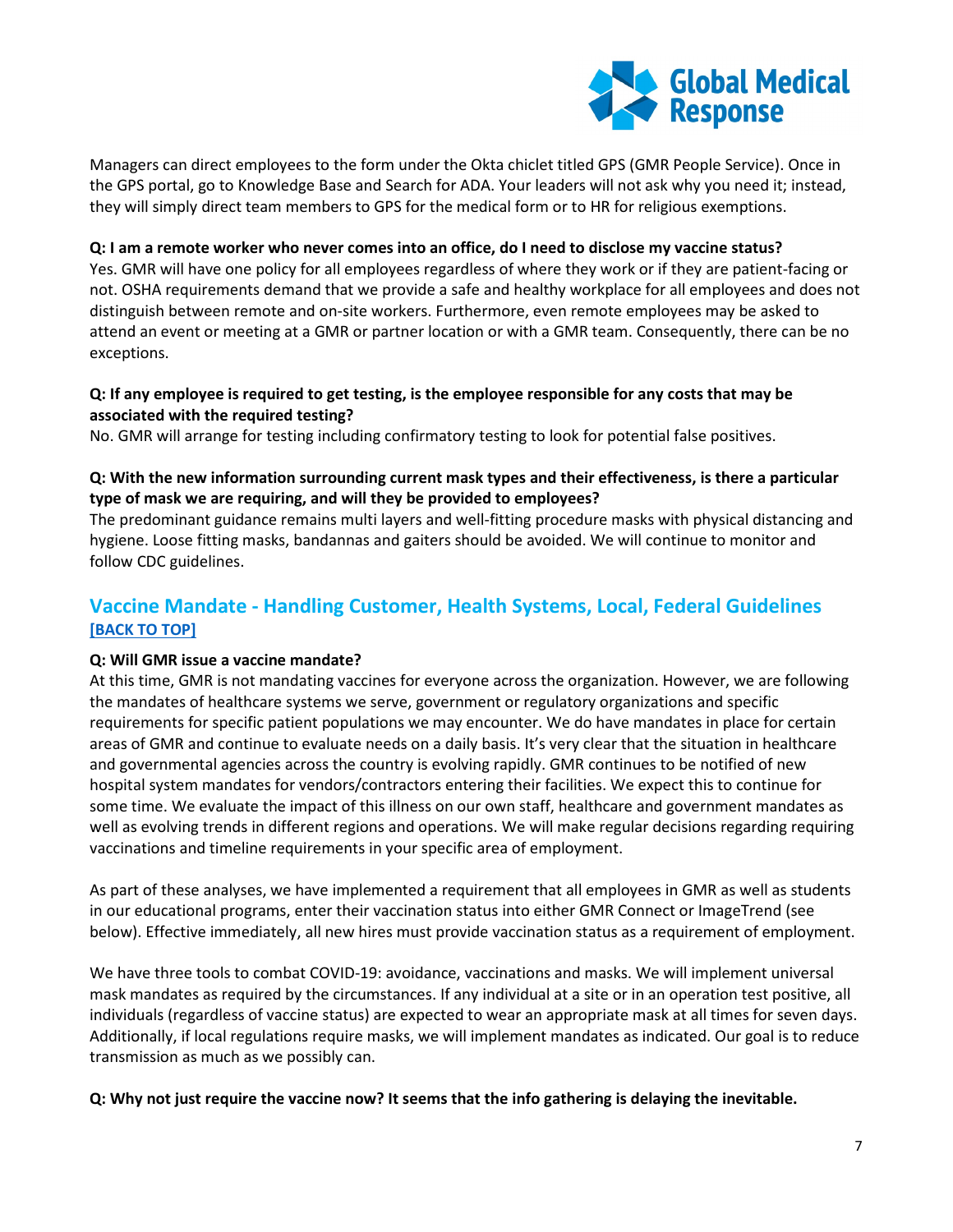Managers can direct employees to the form under the Okta chiclet titled GPS (GMR People Service). Once in the GPS portal, go to Knowledge Base and Search for ADA. Your leaders will not ask why you need it; instead, they will simply direct team members to GPS for the medical form or to HR for religious exemptions.

**Q: I am a remote worker who never comes into an office, do I need to disclose my vaccine status?**
Yes. GMR will have one policy for all employees regardless of where they work or if they are patient-facing or not. OSHA requirements demand that we provide a safe and healthy workplace for all employees and does not distinguish between remote and on-site workers. Furthermore, even remote employees may be asked to attend an event or meeting at a GMR or partner location or with a GMR team. Consequently, there can be no exceptions.

**Q: If any employee is required to get testing, is the employee responsible for any costs that may be associated with the required testing?**
No. GMR will arrange for testing including confirmatory testing to look for potential false positives.

**Q: With the new information surrounding current mask types and their effectiveness, is there a particular type of mask we are requiring, and will they be provided to employees?**
The predominant guidance remains multi layers and well-fitting procedure masks with physical distancing and hygiene. Loose fitting masks, bandannas and gaiters should be avoided. We will continue to monitor and follow CDC guidelines.

## Vaccine Mandate - Handling Customer, Health Systems, Local, Federal Guidelines

[BACK TO TOP]

**Q: Will GMR issue a vaccine mandate?**
At this time, GMR is not mandating vaccines for everyone across the organization. However, we are following the mandates of healthcare systems we serve, government or regulatory organizations and specific requirements for specific patient populations we may encounter. We do have mandates in place for certain areas of GMR and continue to evaluate needs on a daily basis. It's very clear that the situation in healthcare and governmental agencies across the country is evolving rapidly. GMR continues to be notified of new hospital system mandates for vendors/contractors entering their facilities. We expect this to continue for some time. We evaluate the impact of this illness on our own staff, healthcare and government mandates as well as evolving trends in different regions and operations. We will make regular decisions regarding requiring vaccinations and timeline requirements in your specific area of employment.

As part of these analyses, we have implemented a requirement that all employees in GMR as well as students in our educational programs, enter their vaccination status into either GMR Connect or ImageTrend (see below). Effective immediately, all new hires must provide vaccination status as a requirement of employment.

We have three tools to combat COVID-19: avoidance, vaccinations and masks. We will implement universal mask mandates as required by the circumstances. If any individual at a site or in an operation test positive, all individuals (regardless of vaccine status) are expected to wear an appropriate mask at all times for seven days. Additionally, if local regulations require masks, we will implement mandates as indicated. Our goal is to reduce transmission as much as we possibly can.

**Q: Why not just require the vaccine now? It seems that the info gathering is delaying the inevitable.**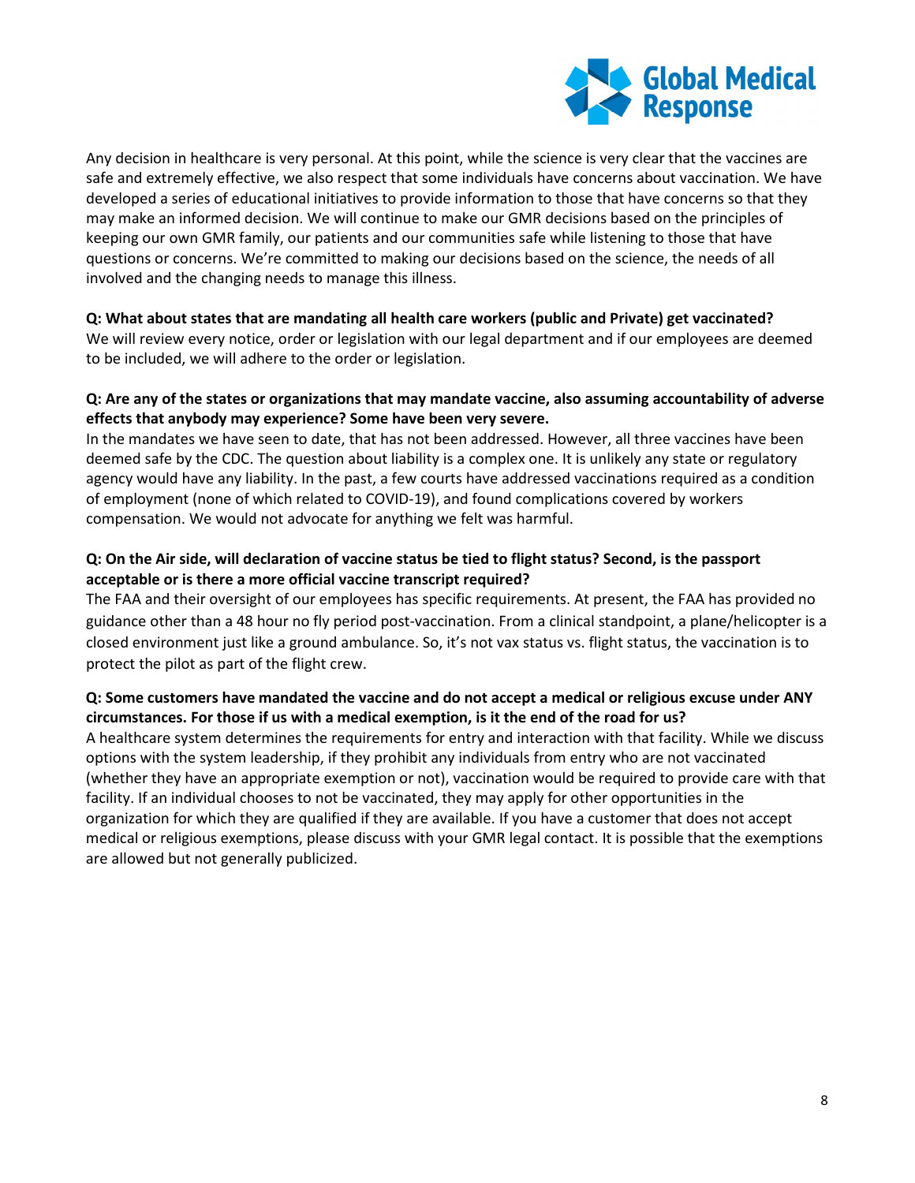Any decision in healthcare is very personal. At this point, while the science is very clear that the vaccines are safe and extremely effective, we also respect that some individuals have concerns about vaccination. We have developed a series of educational initiatives to provide information to those that have concerns so that they may make an informed decision. We will continue to make our GMR decisions based on the principles of keeping our own GMR family, our patients and our communities safe while listening to those that have questions or concerns. We're committed to making our decisions based on the science, the needs of all involved and the changing needs to manage this illness.

**Q: What about states that are mandating all health care workers (public and Private) get vaccinated?**
We will review every notice, order or legislation with our legal department and if our employees are deemed to be included, we will adhere to the order or legislation.

**Q: Are any of the states or organizations that may mandate vaccine, also assuming accountability of adverse effects that anybody may experience? Some have been very severe.**
In the mandates we have seen to date, that has not been addressed. However, all three vaccines have been deemed safe by the CDC. The question about liability is a complex one. It is unlikely any state or regulatory agency would have any liability. In the past, a few courts have addressed vaccinations required as a condition of employment (none of which related to COVID-19), and found complications covered by workers compensation. We would not advocate for anything we felt was harmful.

**Q: On the Air side, will declaration of vaccine status be tied to flight status? Second, is the passport acceptable or is there a more official vaccine transcript required?**
The FAA and their oversight of our employees has specific requirements. At present, the FAA has provided no guidance other than a 48 hour no fly period post-vaccination. From a clinical standpoint, a plane/helicopter is a closed environment just like a ground ambulance. So, it's not vax status vs. flight status, the vaccination is to protect the pilot as part of the flight crew.

**Q: Some customers have mandated the vaccine and do not accept a medical or religious excuse under ANY circumstances. For those if us with a medical exemption, is it the end of the road for us?**
A healthcare system determines the requirements for entry and interaction with that facility. While we discuss options with the system leadership, if they prohibit any individuals from entry who are not vaccinated (whether they have an appropriate exemption or not), vaccination would be required to provide care with that facility. If an individual chooses to not be vaccinated, they may apply for other opportunities in the organization for which they are qualified if they are available. If you have a customer that does not accept medical or religious exemptions, please discuss with your GMR legal contact. It is possible that the exemptions are allowed but not generally publicized.